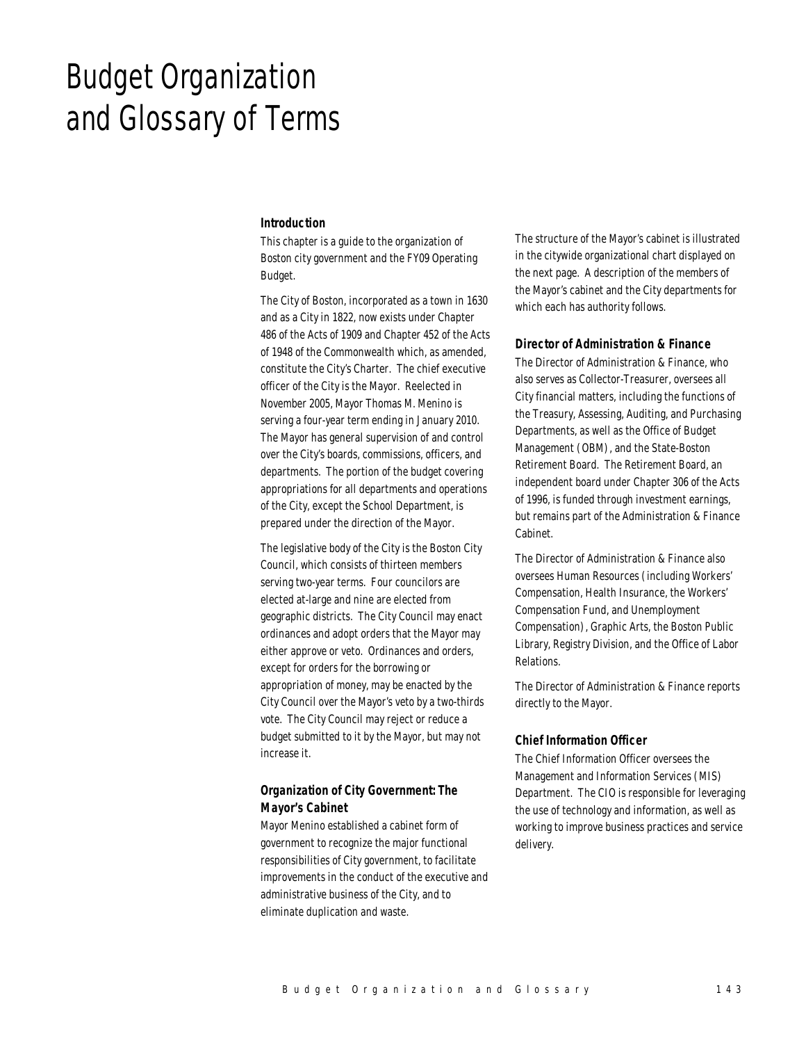# Budget Organization and Glossary of Terms

### Introduction

This chapter is a guide to the organization of Boston city government and the FY09 Operating Budget.

The City of Boston, incorporated as a town in 1630 and as a City in 1822, now exists under Chapter 486 of the Acts of 1909 and Chapter 452 of the Acts of 1948 of the Commonwealth which, as amended, constitute the City's Charter. The chief executive officer of the City is the Mayor. Reelected in November 2005, Mayor Thomas M. Menino is serving a four-year term ending in January 2010. The Mayor has general supervision of and control over the City's boards, commissions, officers, and departments. The portion of the budget covering appropriations for all departments and operations of the City, except the School Department, is prepared under the direction of the Mayor.

The legislative body of the City is the Boston City Council, which consists of thirteen members serving two-year terms. Four councilors are elected at-large and nine are elected from geographic districts. The City Council may enact ordinances and adopt orders that the Mayor may either approve or veto. Ordinances and orders, except for orders for the borrowing or appropriation of money, may be enacted by the City Council over the Mayor's veto by a two-thirds vote. The City Council may reject or reduce a budget submitted to it by the Mayor, but may not increase it.

### Organization of City Government: The Mayor's Cabinet

Mayor Menino established a cabinet form of government to recognize the major functional responsibilities of City government, to facilitate improvements in the conduct of the executive and administrative business of the City, and to eliminate duplication and waste.

The structure of the Mayor's cabinet is illustrated in the citywide organizational chart displayed on the next page. A description of the members of the Mayor's cabinet and the City departments for which each has authority follows.

### Director of Administration & Finance

The Director of Administration & Finance, who also serves as Collector-Treasurer, oversees all City financial matters, including the functions of the Treasury, Assessing, Auditing, and Purchasing Departments, as well as the Office of Budget Management (OBM), and the State-Boston Retirement Board. The Retirement Board, an independent board under Chapter 306 of the Acts of 1996, is funded through investment earnings, but remains part of the Administration & Finance Cabinet.

The Director of Administration & Finance also oversees Human Resources (including Workers' Compensation, Health Insurance, the Workers' Compensation Fund, and Unemployment Compensation), Graphic Arts, the Boston Public Library, Registry Division, and the Office of Labor Relations.

The Director of Administration & Finance reports directly to the Mayor.

### Chief Information Officer

The Chief Information Officer oversees the Management and Information Services (MIS) Department. The CIO is responsible for leveraging the use of technology and information, as well as working to improve business practices and service delivery.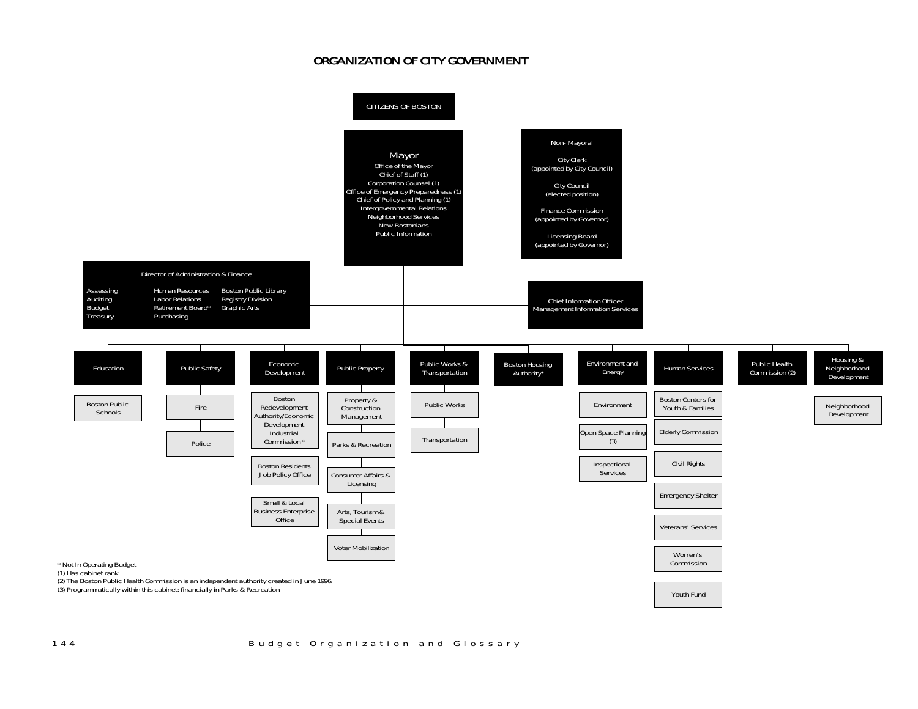# ORGANIZATION OF CITY GOVERNMENT

**CITIZENS OF BOSTON**

**Mayor**
- Office of the Mayor
- Chief of Staff (1)
- Corporation Counsel (1)
- Office of Emergency Preparedness (1)
- Chief of Policy and Planning (1)
- Intergovernmental Relations
- Neighborhood Services
- New Bostonians
- Public Information

**Non- Mayoral**
- City Clerk (appointed by City Council)
- City Council (elected position)
- Finance Commission (appointed by Governor)
- Licensing Board (appointed by Governor)

**Director of Administration & Finance**
- Assessing
- Auditing
- Budget
- Treasury
- Human Resources
- Labor Relations
- Retirement Board*
- Purchasing
- Boston Public Library
- Registry Division
- Graphic Arts

**Chief Information Officer**
- Management Information Services

**Education**
- Boston Public Schools

**Public Safety**
- Fire
- Police

**Economic Development**
- Boston Redevelopment Authority/Economic Development Industrial Commission *
- Boston Residents Job Policy Office
- Small & Local Business Enterprise Office

**Public Property**
- Property & Construction Management
- Parks & Recreation
- Consumer Affairs & Licensing
- Arts, Tourism & Special Events
- Voter Mobilization

**Public Works & Transportation**
- Public Works
- Transportation

**Boston Housing Authority***

**Environment and Energy**
- Environment
- Open Space Planning (3)
- Inspectional Services

**Human Services**
- Boston Centers for Youth & Families
- Elderly Commission
- Civil Rights
- Emergency Shelter
- Veterans' Services
- Women's Commission
- Youth Fund

**Public Health Commission (2)**

**Housing & Neighborhood Development**
- Neighborhood Development

\* Not In Operating Budget
(1) Has cabinet rank.
(2) The Boston Public Health Commission is an independent authority created in June 1996.
(3) Programmatically within this cabinet; financially in Parks & Recreation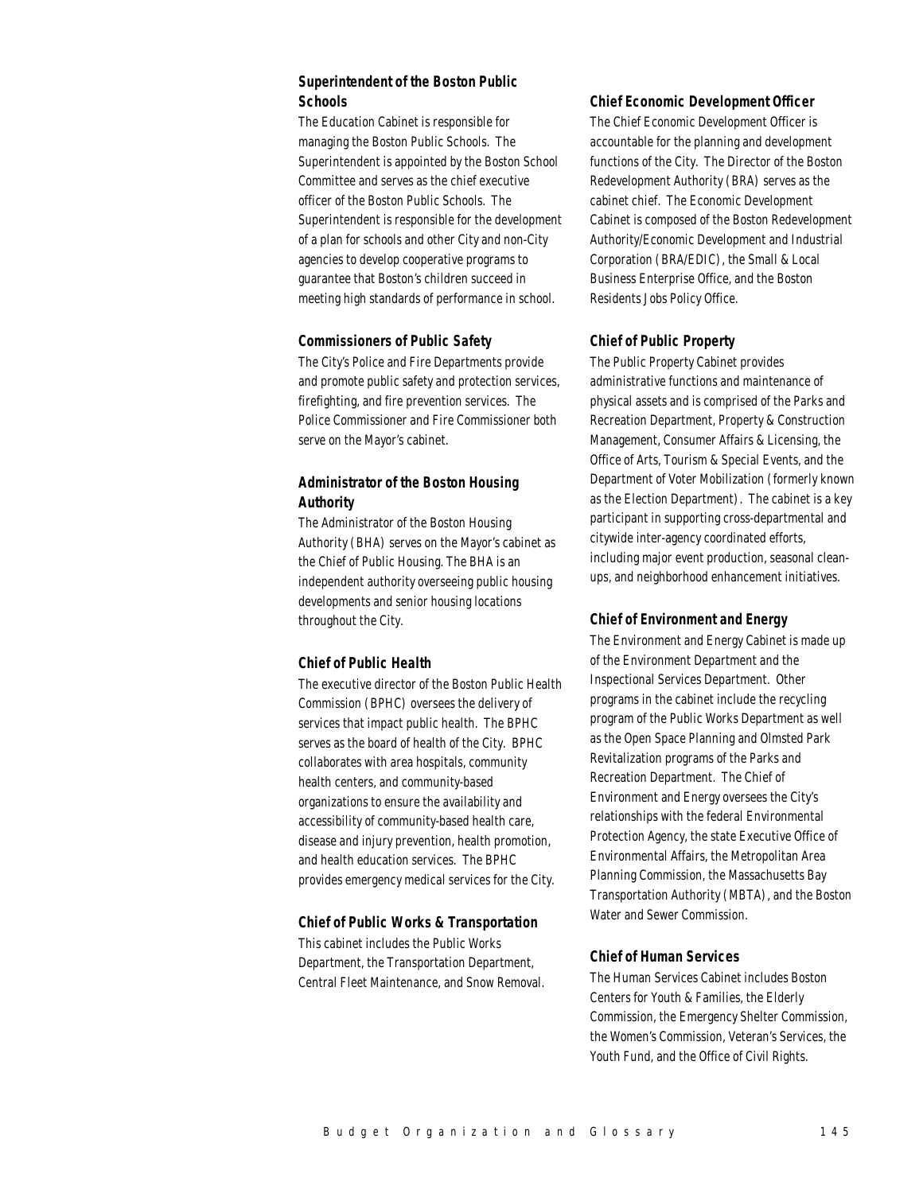### Superintendent of the Boston Public Schools

The Education Cabinet is responsible for managing the Boston Public Schools. The Superintendent is appointed by the Boston School Committee and serves as the chief executive officer of the Boston Public Schools. The Superintendent is responsible for the development of a plan for schools and other City and non-City agencies to develop cooperative programs to guarantee that Boston's children succeed in meeting high standards of performance in school.

### Commissioners of Public Safety

The City's Police and Fire Departments provide and promote public safety and protection services, firefighting, and fire prevention services. The Police Commissioner and Fire Commissioner both serve on the Mayor's cabinet.

### Administrator of the Boston Housing Authority

The Administrator of the Boston Housing Authority (BHA) serves on the Mayor's cabinet as the Chief of Public Housing. The BHA is an independent authority overseeing public housing developments and senior housing locations throughout the City.

### Chief of Public Health

The executive director of the Boston Public Health Commission (BPHC) oversees the delivery of services that impact public health. The BPHC serves as the board of health of the City. BPHC collaborates with area hospitals, community health centers, and community-based organizations to ensure the availability and accessibility of community-based health care, disease and injury prevention, health promotion, and health education services. The BPHC provides emergency medical services for the City.

### Chief of Public Works & Transportation

This cabinet includes the Public Works Department, the Transportation Department, Central Fleet Maintenance, and Snow Removal.

### Chief Economic Development Officer

The Chief Economic Development Officer is accountable for the planning and development functions of the City. The Director of the Boston Redevelopment Authority (BRA) serves as the cabinet chief. The Economic Development Cabinet is composed of the Boston Redevelopment Authority/Economic Development and Industrial Corporation (BRA/EDIC), the Small & Local Business Enterprise Office, and the Boston Residents Jobs Policy Office.

### Chief of Public Property

The Public Property Cabinet provides administrative functions and maintenance of physical assets and is comprised of the Parks and Recreation Department, Property & Construction Management, Consumer Affairs & Licensing, the Office of Arts, Tourism & Special Events, and the Department of Voter Mobilization (formerly known as the Election Department). The cabinet is a key participant in supporting cross-departmental and citywide inter-agency coordinated efforts, including major event production, seasonal clean-ups, and neighborhood enhancement initiatives.

### Chief of Environment and Energy

The Environment and Energy Cabinet is made up of the Environment Department and the Inspectional Services Department. Other programs in the cabinet include the recycling program of the Public Works Department as well as the Open Space Planning and Olmsted Park Revitalization programs of the Parks and Recreation Department. The Chief of Environment and Energy oversees the City's relationships with the federal Environmental Protection Agency, the state Executive Office of Environmental Affairs, the Metropolitan Area Planning Commission, the Massachusetts Bay Transportation Authority (MBTA), and the Boston Water and Sewer Commission.

### Chief of Human Services

The Human Services Cabinet includes Boston Centers for Youth & Families, the Elderly Commission, the Emergency Shelter Commission, the Women's Commission, Veteran's Services, the Youth Fund, and the Office of Civil Rights.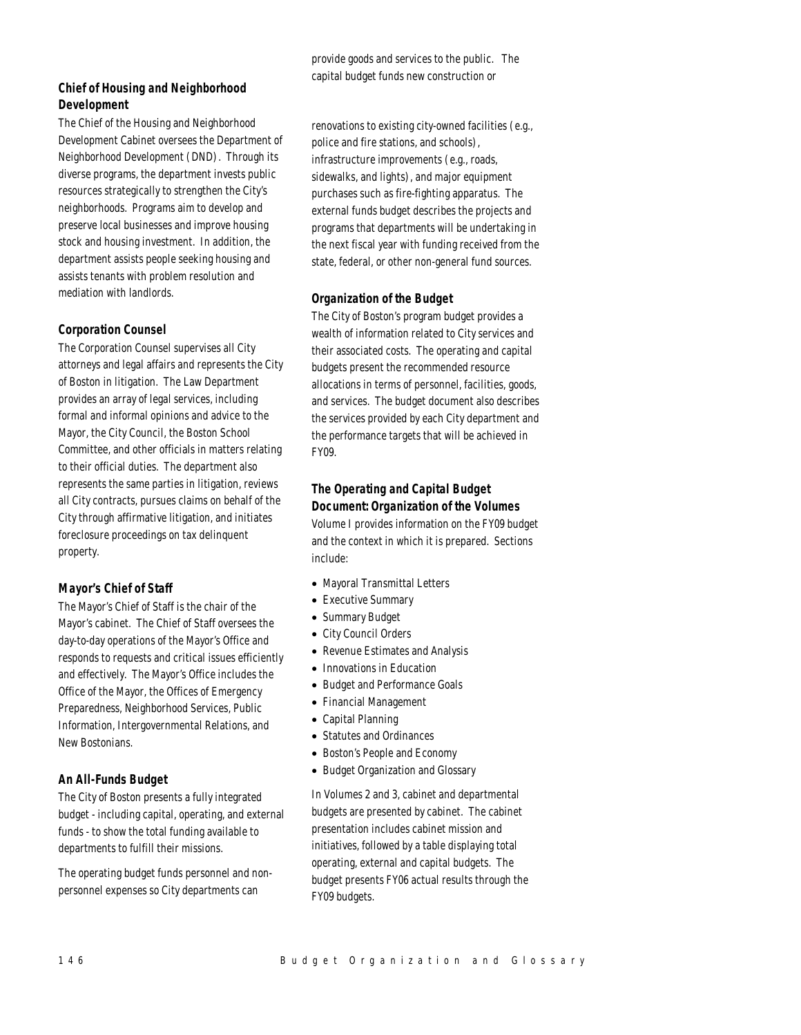### Chief of Housing and Neighborhood Development

The Chief of the Housing and Neighborhood Development Cabinet oversees the Department of Neighborhood Development (DND). Through its diverse programs, the department invests public resources strategically to strengthen the City's neighborhoods. Programs aim to develop and preserve local businesses and improve housing stock and housing investment. In addition, the department assists people seeking housing and assists tenants with problem resolution and mediation with landlords.

### Corporation Counsel

The Corporation Counsel supervises all City attorneys and legal affairs and represents the City of Boston in litigation. The Law Department provides an array of legal services, including formal and informal opinions and advice to the Mayor, the City Council, the Boston School Committee, and other officials in matters relating to their official duties. The department also represents the same parties in litigation, reviews all City contracts, pursues claims on behalf of the City through affirmative litigation, and initiates foreclosure proceedings on tax delinquent property.

### Mayor's Chief of Staff

The Mayor's Chief of Staff is the chair of the Mayor's cabinet. The Chief of Staff oversees the day-to-day operations of the Mayor's Office and responds to requests and critical issues efficiently and effectively. The Mayor's Office includes the Office of the Mayor, the Offices of Emergency Preparedness, Neighborhood Services, Public Information, Intergovernmental Relations, and New Bostonians.

### An All-Funds Budget

The City of Boston presents a fully integrated budget - including capital, operating, and external funds - to show the total funding available to departments to fulfill their missions.

The operating budget funds personnel and non-personnel expenses so City departments can provide goods and services to the public. The capital budget funds new construction or renovations to existing city-owned facilities (e.g., police and fire stations, and schools), infrastructure improvements (e.g., roads, sidewalks, and lights), and major equipment purchases such as fire-fighting apparatus. The external funds budget describes the projects and programs that departments will be undertaking in the next fiscal year with funding received from the state, federal, or other non-general fund sources.

### Organization of the Budget

The City of Boston's program budget provides a wealth of information related to City services and their associated costs. The operating and capital budgets present the recommended resource allocations in terms of personnel, facilities, goods, and services. The budget document also describes the services provided by each City department and the performance targets that will be achieved in FY09.

### The Operating and Capital Budget Document: Organization of the Volumes

Volume I provides information on the FY09 budget and the context in which it is prepared. Sections include:

- Mayoral Transmittal Letters
- Executive Summary
- Summary Budget
- City Council Orders
- Revenue Estimates and Analysis
- Innovations in Education
- Budget and Performance Goals
- Financial Management
- Capital Planning
- Statutes and Ordinances
- Boston's People and Economy
- Budget Organization and Glossary

In Volumes 2 and 3, cabinet and departmental budgets are presented by cabinet. The cabinet presentation includes cabinet mission and initiatives, followed by a table displaying total operating, external and capital budgets. The budget presents FY06 actual results through the FY09 budgets.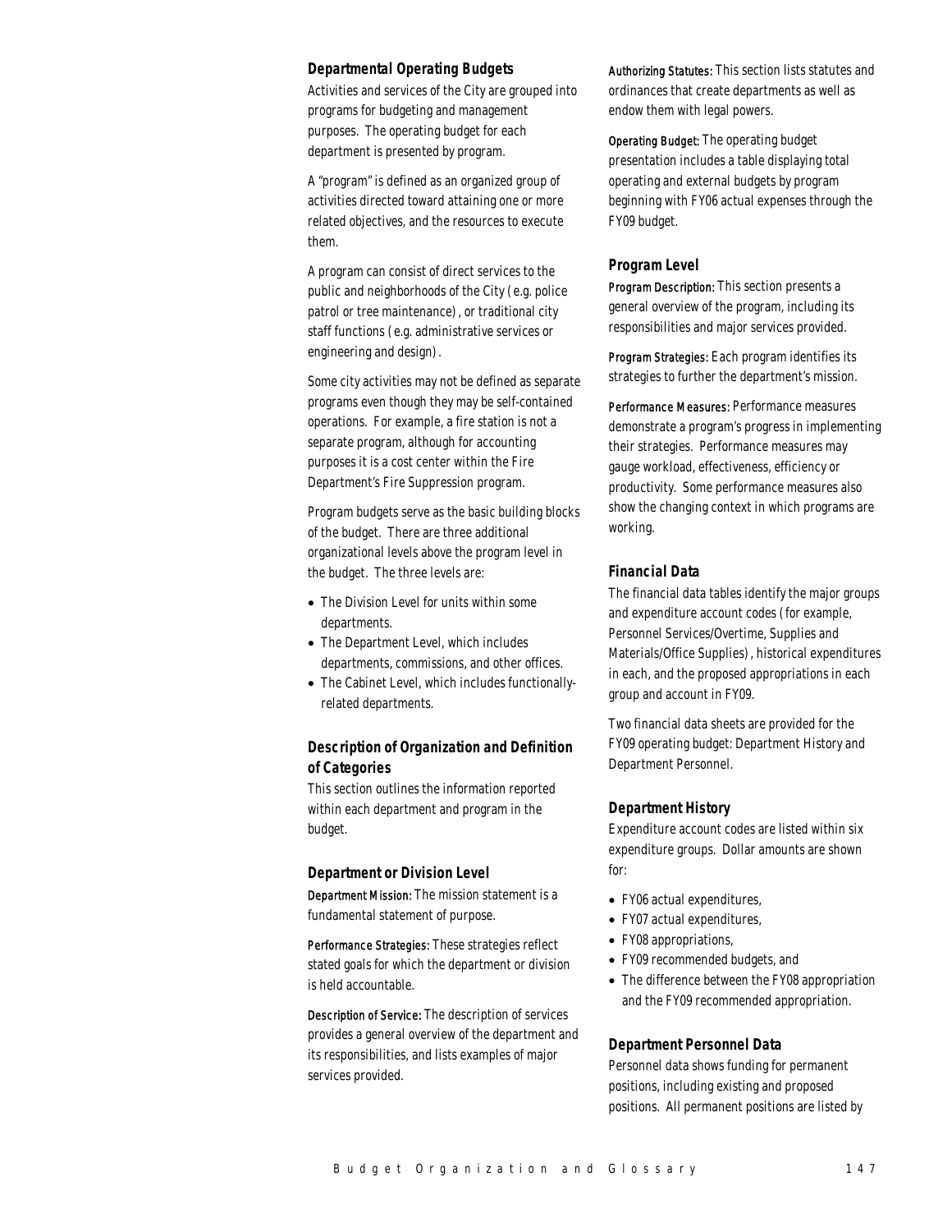### Departmental Operating Budgets

Activities and services of the City are grouped into programs for budgeting and management purposes. The operating budget for each department is presented by program.

A "program" is defined as an organized group of activities directed toward attaining one or more related objectives, and the resources to execute them.

A program can consist of direct services to the public and neighborhoods of the City (e.g. police patrol or tree maintenance), or traditional city staff functions (e.g. administrative services or engineering and design).

Some city activities may not be defined as separate programs even though they may be self-contained operations. For example, a fire station is not a separate program, although for accounting purposes it is a cost center within the Fire Department's Fire Suppression program.

Program budgets serve as the basic building blocks of the budget. There are three additional organizational levels above the program level in the budget. The three levels are:

- The Division Level for units within some departments.
- The Department Level, which includes departments, commissions, and other offices.
- The Cabinet Level, which includes functionally-related departments.

### Description of Organization and Definition of Categories

This section outlines the information reported within each department and program in the budget.

### Department or Division Level

Department Mission: The mission statement is a fundamental statement of purpose.

Performance Strategies: These strategies reflect stated goals for which the department or division is held accountable.

Description of Service: The description of services provides a general overview of the department and its responsibilities, and lists examples of major services provided.

Authorizing Statutes: This section lists statutes and ordinances that create departments as well as endow them with legal powers.

Operating Budget: The operating budget presentation includes a table displaying total operating and external budgets by program beginning with FY06 actual expenses through the FY09 budget.

### Program Level

Program Description: This section presents a general overview of the program, including its responsibilities and major services provided.

Program Strategies: Each program identifies its strategies to further the department's mission.

Performance Measures: Performance measures demonstrate a program's progress in implementing their strategies. Performance measures may gauge workload, effectiveness, efficiency or productivity. Some performance measures also show the changing context in which programs are working.

### Financial Data

The financial data tables identify the major groups and expenditure account codes (for example, Personnel Services/Overtime, Supplies and Materials/Office Supplies), historical expenditures in each, and the proposed appropriations in each group and account in FY09.

Two financial data sheets are provided for the FY09 operating budget: Department History and Department Personnel.

### Department History

Expenditure account codes are listed within six expenditure groups. Dollar amounts are shown for:

- FY06 actual expenditures,
- FY07 actual expenditures,
- FY08 appropriations,
- FY09 recommended budgets, and
- The difference between the FY08 appropriation and the FY09 recommended appropriation.

### Department Personnel Data

Personnel data shows funding for permanent positions, including existing and proposed positions. All permanent positions are listed by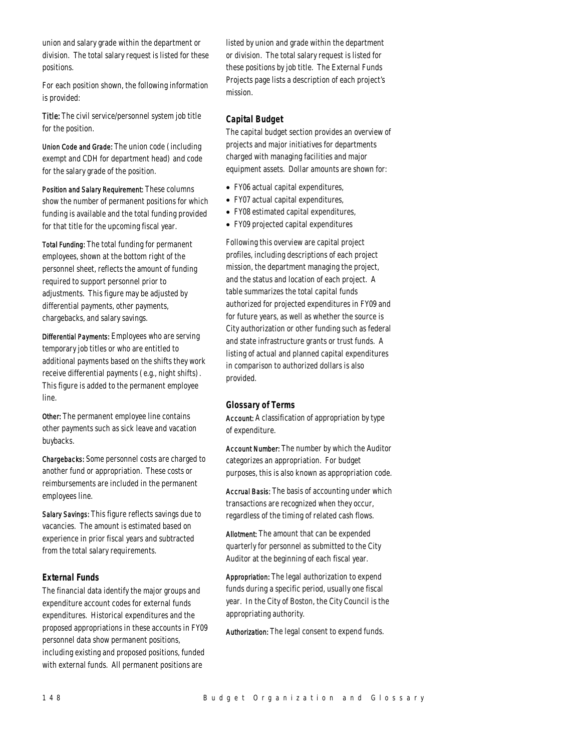union and salary grade within the department or division. The total salary request is listed for these positions.

For each position shown, the following information is provided:

**Title:** The civil service/personnel system job title for the position.

**Union Code and Grade:** The union code (including exempt and CDH for department head) and code for the salary grade of the position.

**Position and Salary Requirement:** These columns show the number of permanent positions for which funding is available and the total funding provided for that title for the upcoming fiscal year.

**Total Funding:** The total funding for permanent employees, shown at the bottom right of the personnel sheet, reflects the amount of funding required to support personnel prior to adjustments. This figure may be adjusted by differential payments, other payments, chargebacks, and salary savings.

**Differential Payments:** Employees who are serving temporary job titles or who are entitled to additional payments based on the shifts they work receive differential payments (e.g., night shifts). This figure is added to the permanent employee line.

**Other:** The permanent employee line contains other payments such as sick leave and vacation buybacks.

**Chargebacks:** Some personnel costs are charged to another fund or appropriation. These costs or reimbursements are included in the permanent employees line.

**Salary Savings:** This figure reflects savings due to vacancies. The amount is estimated based on experience in prior fiscal years and subtracted from the total salary requirements.

### External Funds

The financial data identify the major groups and expenditure account codes for external funds expenditures. Historical expenditures and the proposed appropriations in these accounts in FY09 personnel data show permanent positions, including existing and proposed positions, funded with external funds. All permanent positions are listed by union and grade within the department or division. The total salary request is listed for these positions by job title. The External Funds Projects page lists a description of each project's mission.

### Capital Budget

The capital budget section provides an overview of projects and major initiatives for departments charged with managing facilities and major equipment assets. Dollar amounts are shown for:

- FY06 actual capital expenditures,
- FY07 actual capital expenditures,
- FY08 estimated capital expenditures,
- FY09 projected capital expenditures

Following this overview are capital project profiles, including descriptions of each project mission, the department managing the project, and the status and location of each project. A table summarizes the total capital funds authorized for projected expenditures in FY09 and for future years, as well as whether the source is City authorization or other funding such as federal and state infrastructure grants or trust funds. A listing of actual and planned capital expenditures in comparison to authorized dollars is also provided.

### Glossary of Terms

**Account:** A classification of appropriation by type of expenditure.

**Account Number:** The number by which the Auditor categorizes an appropriation. For budget purposes, this is also known as appropriation code.

**Accrual Basis:** The basis of accounting under which transactions are recognized when they occur, regardless of the timing of related cash flows.

**Allotment:** The amount that can be expended quarterly for personnel as submitted to the City Auditor at the beginning of each fiscal year.

**Appropriation:** The legal authorization to expend funds during a specific period, usually one fiscal year. In the City of Boston, the City Council is the appropriating authority.

**Authorization:** The legal consent to expend funds.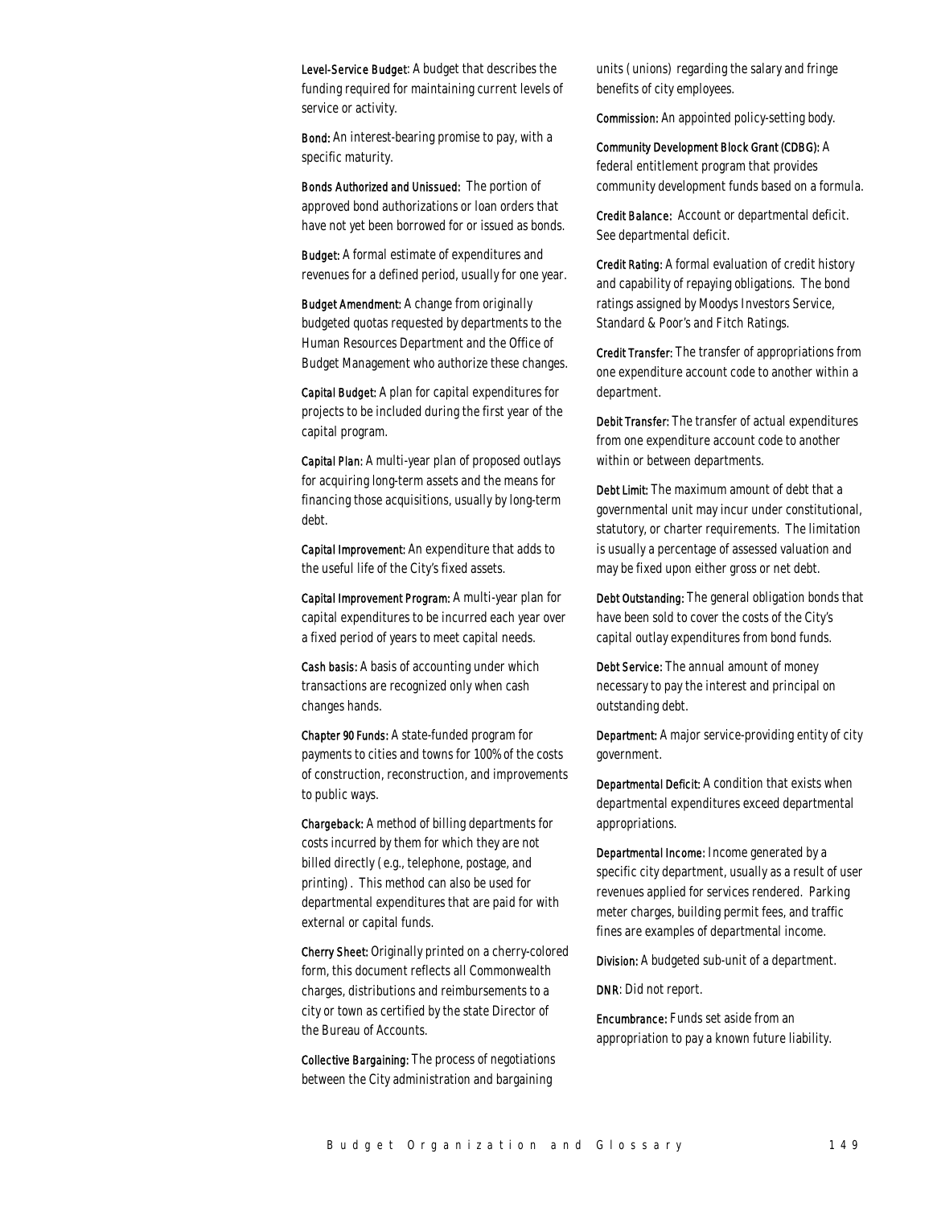**Level-Service Budget**: A budget that describes the funding required for maintaining current levels of service or activity.

**Bond:** An interest-bearing promise to pay, with a specific maturity.

**Bonds Authorized and Unissued:** The portion of approved bond authorizations or loan orders that have not yet been borrowed for or issued as bonds.

**Budget:** A formal estimate of expenditures and revenues for a defined period, usually for one year.

**Budget Amendment:** A change from originally budgeted quotas requested by departments to the Human Resources Department and the Office of Budget Management who authorize these changes.

**Capital Budget:** A plan for capital expenditures for projects to be included during the first year of the capital program.

**Capital Plan:** A multi-year plan of proposed outlays for acquiring long-term assets and the means for financing those acquisitions, usually by long-term debt.

**Capital Improvement:** An expenditure that adds to the useful life of the City's fixed assets.

**Capital Improvement Program:** A multi-year plan for capital expenditures to be incurred each year over a fixed period of years to meet capital needs.

**Cash basis:** A basis of accounting under which transactions are recognized only when cash changes hands.

**Chapter 90 Funds:** A state-funded program for payments to cities and towns for 100% of the costs of construction, reconstruction, and improvements to public ways.

**Chargeback:** A method of billing departments for costs incurred by them for which they are not billed directly (e.g., telephone, postage, and printing). This method can also be used for departmental expenditures that are paid for with external or capital funds.

**Cherry Sheet:** Originally printed on a cherry-colored form, this document reflects all Commonwealth charges, distributions and reimbursements to a city or town as certified by the state Director of the Bureau of Accounts.

**Collective Bargaining:** The process of negotiations between the City administration and bargaining units (unions) regarding the salary and fringe benefits of city employees.

**Commission:** An appointed policy-setting body.

**Community Development Block Grant (CDBG):** A federal entitlement program that provides community development funds based on a formula.

**Credit Balance:** Account or departmental deficit. See departmental deficit.

**Credit Rating:** A formal evaluation of credit history and capability of repaying obligations. The bond ratings assigned by Moodys Investors Service, Standard & Poor's and Fitch Ratings.

**Credit Transfer:** The transfer of appropriations from one expenditure account code to another within a department.

**Debit Transfer:** The transfer of actual expenditures from one expenditure account code to another within or between departments.

**Debt Limit:** The maximum amount of debt that a governmental unit may incur under constitutional, statutory, or charter requirements. The limitation is usually a percentage of assessed valuation and may be fixed upon either gross or net debt.

**Debt Outstanding:** The general obligation bonds that have been sold to cover the costs of the City's capital outlay expenditures from bond funds.

**Debt Service:** The annual amount of money necessary to pay the interest and principal on outstanding debt.

**Department:** A major service-providing entity of city government.

**Departmental Deficit:** A condition that exists when departmental expenditures exceed departmental appropriations.

**Departmental Income:** Income generated by a specific city department, usually as a result of user revenues applied for services rendered. Parking meter charges, building permit fees, and traffic fines are examples of departmental income.

**Division:** A budgeted sub-unit of a department.

**DNR**: Did not report.

**Encumbrance:** Funds set aside from an appropriation to pay a known future liability.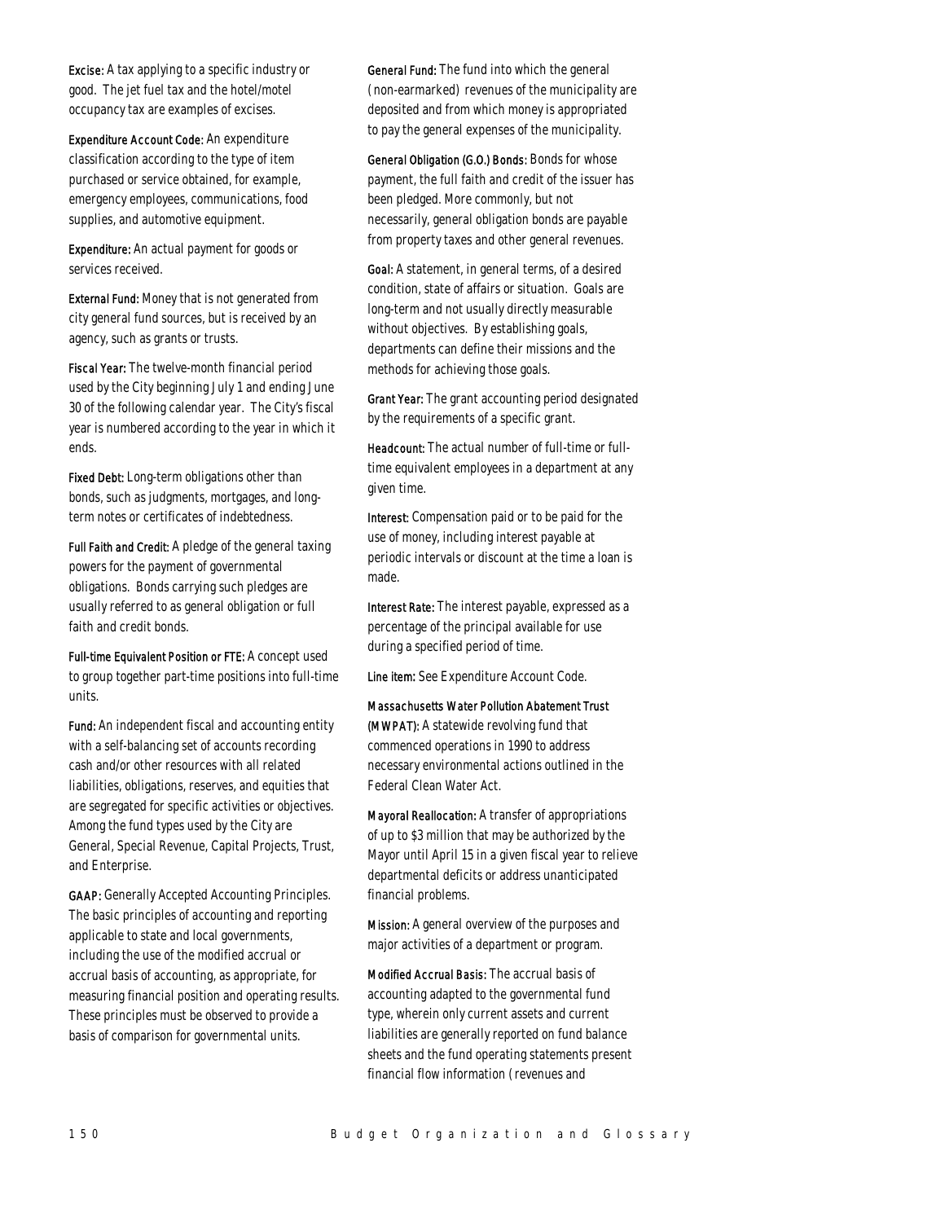**Excise:** A tax applying to a specific industry or good. The jet fuel tax and the hotel/motel occupancy tax are examples of excises.

**Expenditure Account Code:** An expenditure classification according to the type of item purchased or service obtained, for example, emergency employees, communications, food supplies, and automotive equipment.

**Expenditure:** An actual payment for goods or services received.

**External Fund:** Money that is not generated from city general fund sources, but is received by an agency, such as grants or trusts.

**Fiscal Year:** The twelve-month financial period used by the City beginning July 1 and ending June 30 of the following calendar year. The City's fiscal year is numbered according to the year in which it ends.

**Fixed Debt:** Long-term obligations other than bonds, such as judgments, mortgages, and long-term notes or certificates of indebtedness.

**Full Faith and Credit:** A pledge of the general taxing powers for the payment of governmental obligations. Bonds carrying such pledges are usually referred to as general obligation or full faith and credit bonds.

**Full-time Equivalent Position or FTE:** A concept used to group together part-time positions into full-time units.

**Fund:** An independent fiscal and accounting entity with a self-balancing set of accounts recording cash and/or other resources with all related liabilities, obligations, reserves, and equities that are segregated for specific activities or objectives. Among the fund types used by the City are General, Special Revenue, Capital Projects, Trust, and Enterprise.

**GAAP:** Generally Accepted Accounting Principles. The basic principles of accounting and reporting applicable to state and local governments, including the use of the modified accrual or accrual basis of accounting, as appropriate, for measuring financial position and operating results. These principles must be observed to provide a basis of comparison for governmental units.

**General Fund:** The fund into which the general (non-earmarked) revenues of the municipality are deposited and from which money is appropriated to pay the general expenses of the municipality.

**General Obligation (G.O.) Bonds:** Bonds for whose payment, the full faith and credit of the issuer has been pledged. More commonly, but not necessarily, general obligation bonds are payable from property taxes and other general revenues.

**Goal:** A statement, in general terms, of a desired condition, state of affairs or situation. Goals are long-term and not usually directly measurable without objectives. By establishing goals, departments can define their missions and the methods for achieving those goals.

**Grant Year:** The grant accounting period designated by the requirements of a specific grant.

**Headcount:** The actual number of full-time or full-time equivalent employees in a department at any given time.

**Interest:** Compensation paid or to be paid for the use of money, including interest payable at periodic intervals or discount at the time a loan is made.

**Interest Rate:** The interest payable, expressed as a percentage of the principal available for use during a specified period of time.

**Line item:** See Expenditure Account Code.

**Massachusetts Water Pollution Abatement Trust (MWPAT):** A statewide revolving fund that commenced operations in 1990 to address necessary environmental actions outlined in the Federal Clean Water Act.

**Mayoral Reallocation:** A transfer of appropriations of up to $3 million that may be authorized by the Mayor until April 15 in a given fiscal year to relieve departmental deficits or address unanticipated financial problems.

**Mission:** A general overview of the purposes and major activities of a department or program.

**Modified Accrual Basis:** The accrual basis of accounting adapted to the governmental fund type, wherein only current assets and current liabilities are generally reported on fund balance sheets and the fund operating statements present financial flow information (revenues and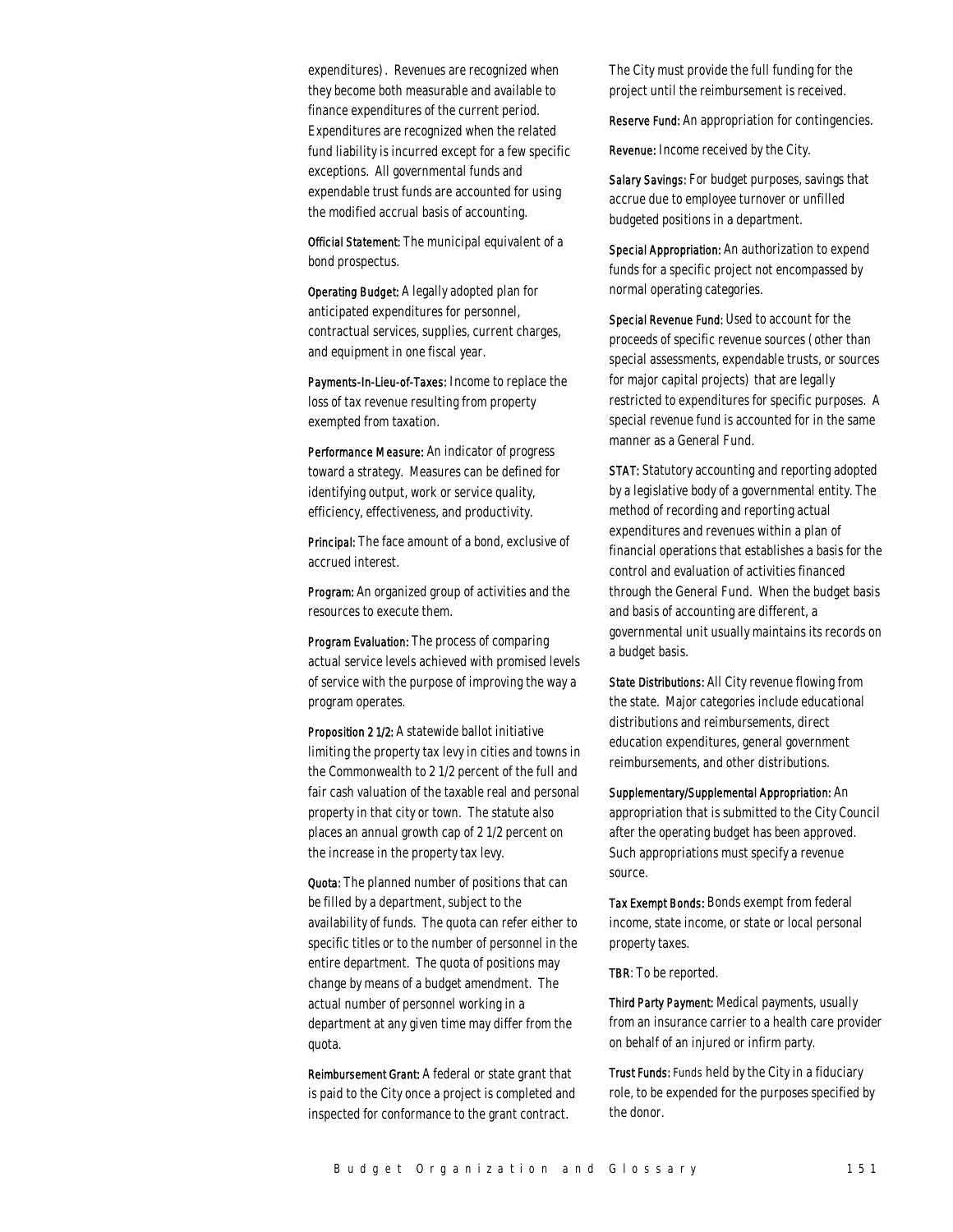expenditures). Revenues are recognized when they become both measurable and available to finance expenditures of the current period. Expenditures are recognized when the related fund liability is incurred except for a few specific exceptions. All governmental funds and expendable trust funds are accounted for using the modified accrual basis of accounting.

**Official Statement:** The municipal equivalent of a bond prospectus.

**Operating Budget:** A legally adopted plan for anticipated expenditures for personnel, contractual services, supplies, current charges, and equipment in one fiscal year.

**Payments-In-Lieu-of-Taxes:** Income to replace the loss of tax revenue resulting from property exempted from taxation.

**Performance Measure:** An indicator of progress toward a strategy. Measures can be defined for identifying output, work or service quality, efficiency, effectiveness, and productivity.

**Principal:** The face amount of a bond, exclusive of accrued interest.

**Program:** An organized group of activities and the resources to execute them.

**Program Evaluation:** The process of comparing actual service levels achieved with promised levels of service with the purpose of improving the way a program operates.

**Proposition 2 1/2:** A statewide ballot initiative limiting the property tax levy in cities and towns in the Commonwealth to 2 1/2 percent of the full and fair cash valuation of the taxable real and personal property in that city or town. The statute also places an annual growth cap of 2 1/2 percent on the increase in the property tax levy.

**Quota:** The planned number of positions that can be filled by a department, subject to the availability of funds. The quota can refer either to specific titles or to the number of personnel in the entire department. The quota of positions may change by means of a budget amendment. The actual number of personnel working in a department at any given time may differ from the quota.

**Reimbursement Grant:** A federal or state grant that is paid to the City once a project is completed and inspected for conformance to the grant contract. The City must provide the full funding for the project until the reimbursement is received.

**Reserve Fund:** An appropriation for contingencies.

**Revenue:** Income received by the City.

**Salary Savings:** For budget purposes, savings that accrue due to employee turnover or unfilled budgeted positions in a department.

**Special Appropriation:** An authorization to expend funds for a specific project not encompassed by normal operating categories.

**Special Revenue Fund:** Used to account for the proceeds of specific revenue sources (other than special assessments, expendable trusts, or sources for major capital projects) that are legally restricted to expenditures for specific purposes. A special revenue fund is accounted for in the same manner as a General Fund.

**STAT:** Statutory accounting and reporting adopted by a legislative body of a governmental entity. The method of recording and reporting actual expenditures and revenues within a plan of financial operations that establishes a basis for the control and evaluation of activities financed through the General Fund. When the budget basis and basis of accounting are different, a governmental unit usually maintains its records on a budget basis.

**State Distributions:** All City revenue flowing from the state. Major categories include educational distributions and reimbursements, direct education expenditures, general government reimbursements, and other distributions.

**Supplementary/Supplemental Appropriation:** An appropriation that is submitted to the City Council after the operating budget has been approved. Such appropriations must specify a revenue source.

**Tax Exempt Bonds:** Bonds exempt from federal income, state income, or state or local personal property taxes.

**TBR:** To be reported.

**Third Party Payment:** Medical payments, usually from an insurance carrier to a health care provider on behalf of an injured or infirm party.

**Trust Funds:** Funds held by the City in a fiduciary role, to be expended for the purposes specified by the donor.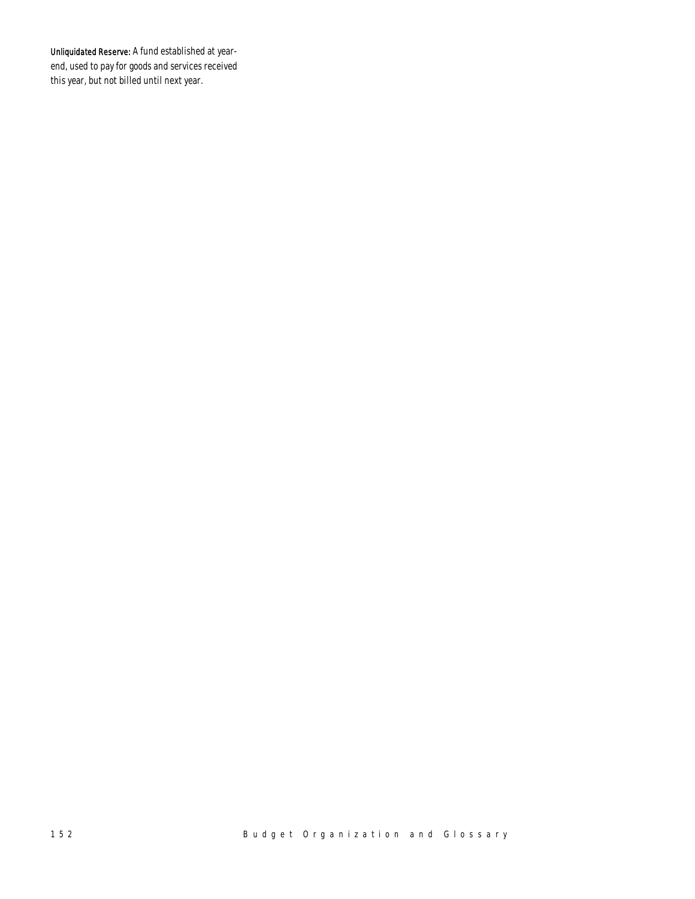**Unliquidated Reserve:** *A fund established at year-end, used to pay for goods and services received this year, but not billed until next year.*